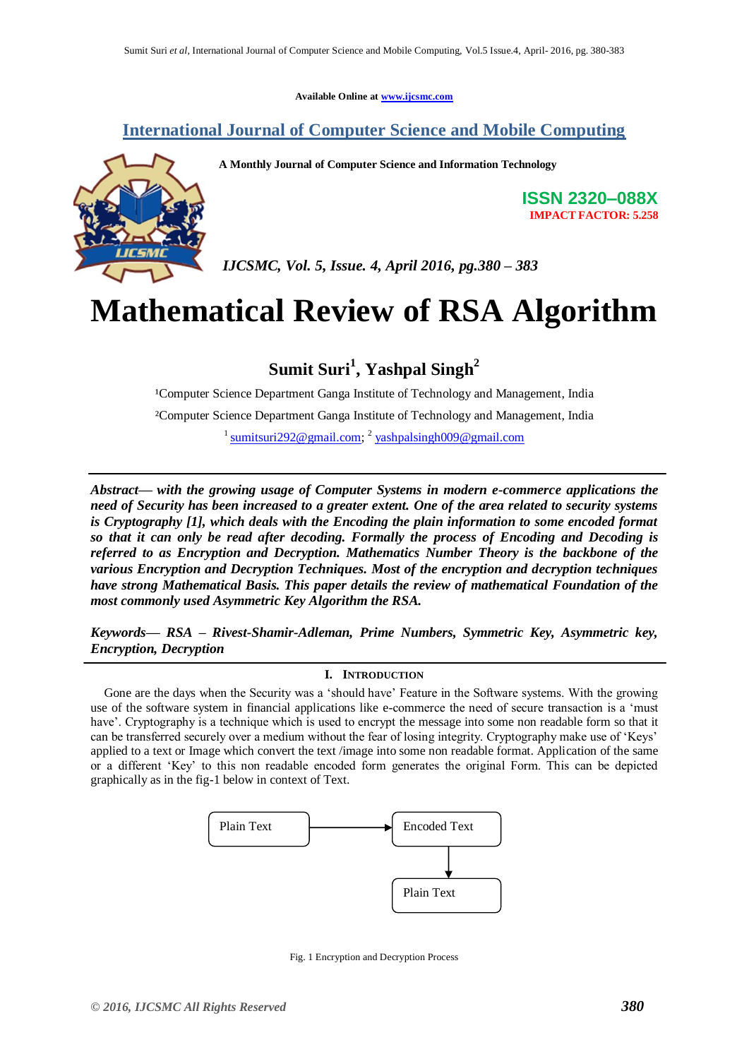Available Online at www.ijcsmc.com

# International Journal of Computer Science and Mobile Computing

A Monthly Journal of Computer Science and Information Technology

ISSN 2320–088X
IMPACT FACTOR: 5.258

*IJCSMC, Vol. 5, Issue. 4, April 2016, pg.380 – 383*

# Mathematical Review of RSA Algorithm

**Sumit Suri[1], Yashpal Singh[2]**

[1]Computer Science Department Ganga Institute of Technology and Management, India

[2]Computer Science Department Ganga Institute of Technology and Management, India

[1] sumitsuri292@gmail.com; [2] yashpalsingh009@gmail.com

***Abstract*— with the growing usage of Computer Systems in modern e-commerce applications the need of Security has been increased to a greater extent. One of the area related to security systems is Cryptography [1], which deals with the Encoding the plain information to some encoded format so that it can only be read after decoding. Formally the process of Encoding and Decoding is referred to as Encryption and Decryption. Mathematics Number Theory is the backbone of the various Encryption and Decryption Techniques. Most of the encryption and decryption techniques have strong Mathematical Basis. This paper details the review of mathematical Foundation of the most commonly used Asymmetric Key Algorithm the RSA.**

***Keywords*— RSA – Rivest-Shamir-Adleman, Prime Numbers, Symmetric Key, Asymmetric key, Encryption, Decryption**

## I. Introduction

Gone are the days when the Security was a 'should have' Feature in the Software systems. With the growing use of the software system in financial applications like e-commerce the need of secure transaction is a 'must have'. Cryptography is a technique which is used to encrypt the message into some non readable form so that it can be transferred securely over a medium without the fear of losing integrity. Cryptography make use of 'Keys' applied to a text or Image which convert the text /image into some non readable format. Application of the same or a different 'Key' to this non readable encoded form generates the original Form. This can be depicted graphically as in the fig-1 below in context of Text.

Plain Text → Encoded Text → Plain Text

Fig. 1 Encryption and Decryption Process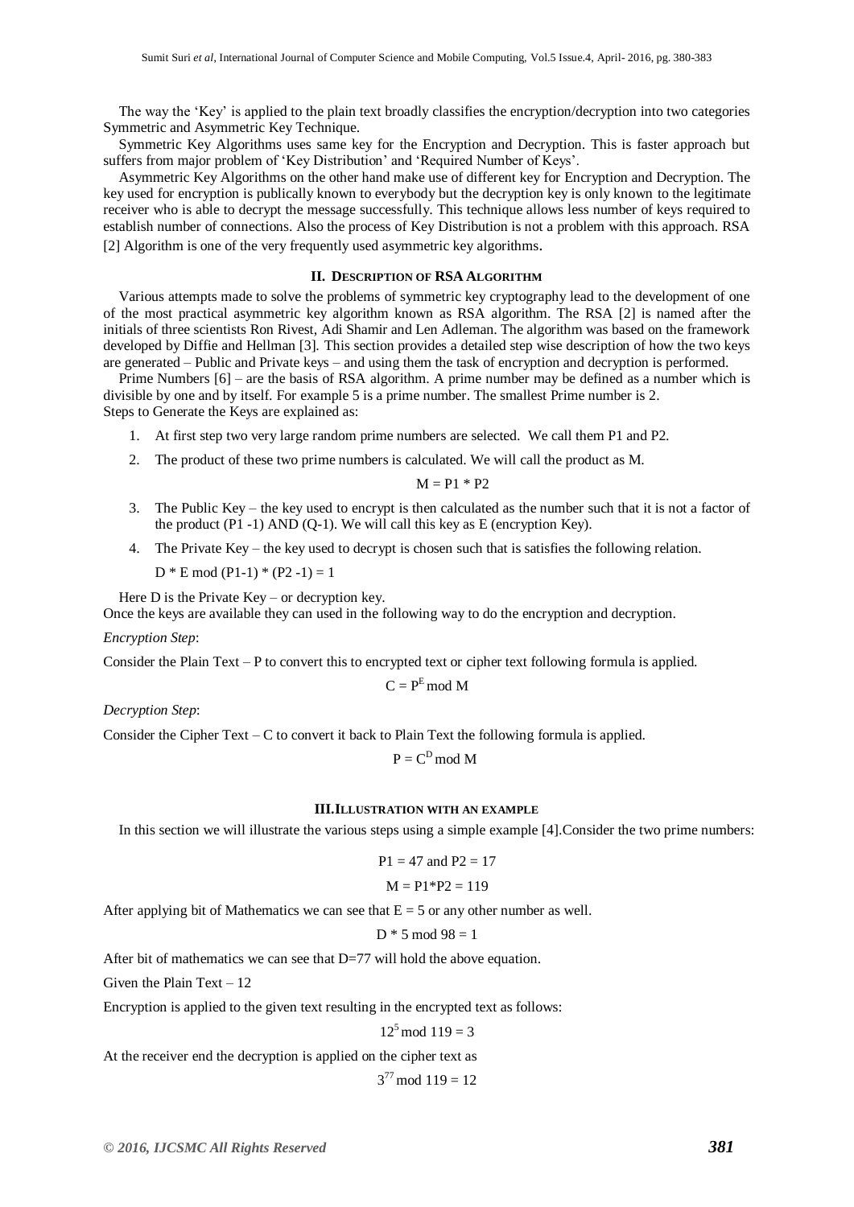The way the 'Key' is applied to the plain text broadly classifies the encryption/decryption into two categories Symmetric and Asymmetric Key Technique.

Symmetric Key Algorithms uses same key for the Encryption and Decryption. This is faster approach but suffers from major problem of 'Key Distribution' and 'Required Number of Keys'.

Asymmetric Key Algorithms on the other hand make use of different key for Encryption and Decryption. The key used for encryption is publically known to everybody but the decryption key is only known to the legitimate receiver who is able to decrypt the message successfully. This technique allows less number of keys required to establish number of connections. Also the process of Key Distribution is not a problem with this approach. RSA [2] Algorithm is one of the very frequently used asymmetric key algorithms.

## II. Description of RSA Algorithm

Various attempts made to solve the problems of symmetric key cryptography lead to the development of one of the most practical asymmetric key algorithm known as RSA algorithm. The RSA [2] is named after the initials of three scientists Ron Rivest, Adi Shamir and Len Adleman. The algorithm was based on the framework developed by Diffie and Hellman [3]. This section provides a detailed step wise description of how the two keys are generated – Public and Private keys – and using them the task of encryption and decryption is performed.

Prime Numbers [6] – are the basis of RSA algorithm. A prime number may be defined as a number which is divisible by one and by itself. For example 5 is a prime number. The smallest Prime number is 2.
Steps to Generate the Keys are explained as:

1. At first step two very large random prime numbers are selected. We call them P1 and P2.
2. The product of these two prime numbers is calculated. We will call the product as M.

$$M = P1 * P2$$

3. The Public Key – the key used to encrypt is then calculated as the number such that it is not a factor of the product (P1 -1) AND (Q-1). We will call this key as E (encryption Key).
4. The Private Key – the key used to decrypt is chosen such that is satisfies the following relation.

$$D * E \bmod (P1-1) * (P2-1) = 1$$

Here D is the Private Key – or decryption key.
Once the keys are available they can used in the following way to do the encryption and decryption.

*Encryption Step*:

Consider the Plain Text – P to convert this to encrypted text or cipher text following formula is applied.

$$C = P^{E} \bmod M$$

*Decryption Step*:

Consider the Cipher Text – C to convert it back to Plain Text the following formula is applied.

$$P = C^{D} \bmod M$$

## III. Illustration with an Example

In this section we will illustrate the various steps using a simple example [4]. Consider the two prime numbers:

$$P1 = 47 \text{ and } P2 = 17$$

$$M = P1*P2 = 119$$

After applying bit of Mathematics we can see that E = 5 or any other number as well.

$$D * 5 \bmod 98 = 1$$

After bit of mathematics we can see that D=77 will hold the above equation.

Given the Plain Text – 12

Encryption is applied to the given text resulting in the encrypted text as follows:

$$12^{5} \bmod 119 = 3$$

At the receiver end the decryption is applied on the cipher text as

$$3^{77} \bmod 119 = 12$$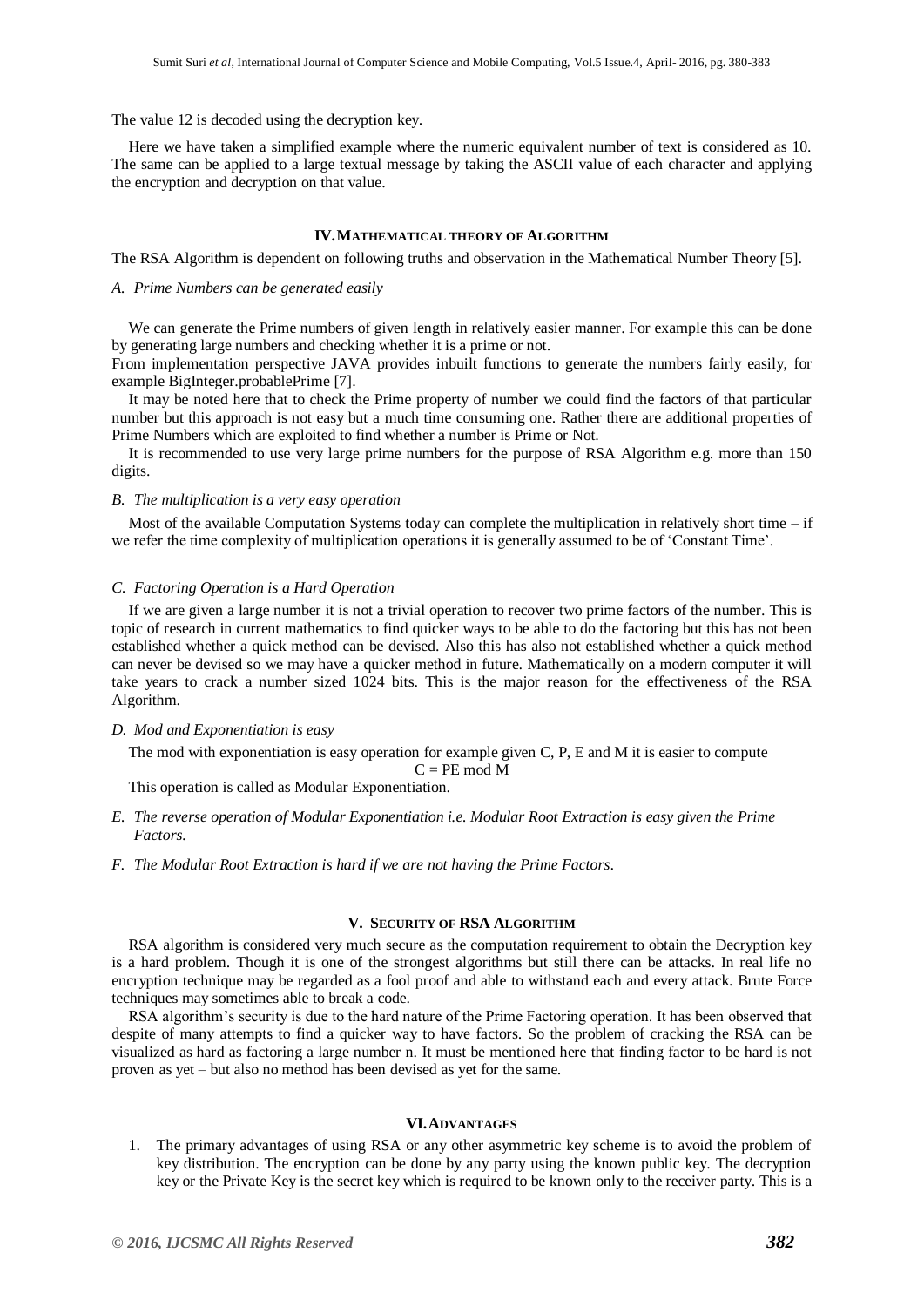The value 12 is decoded using the decryption key.

Here we have taken a simplified example where the numeric equivalent number of text is considered as 10. The same can be applied to a large textual message by taking the ASCII value of each character and applying the encryption and decryption on that value.

## IV. Mathematical theory of Algorithm

The RSA Algorithm is dependent on following truths and observation in the Mathematical Number Theory [5].

### *A. Prime Numbers can be generated easily*

We can generate the Prime numbers of given length in relatively easier manner. For example this can be done by generating large numbers and checking whether it is a prime or not.

From implementation perspective JAVA provides inbuilt functions to generate the numbers fairly easily, for example BigInteger.probablePrime [7].

It may be noted here that to check the Prime property of number we could find the factors of that particular number but this approach is not easy but a much time consuming one. Rather there are additional properties of Prime Numbers which are exploited to find whether a number is Prime or Not.

It is recommended to use very large prime numbers for the purpose of RSA Algorithm e.g. more than 150 digits.

### *B. The multiplication is a very easy operation*

Most of the available Computation Systems today can complete the multiplication in relatively short time – if we refer the time complexity of multiplication operations it is generally assumed to be of 'Constant Time'.

### *C. Factoring Operation is a Hard Operation*

If we are given a large number it is not a trivial operation to recover two prime factors of the number. This is topic of research in current mathematics to find quicker ways to be able to do the factoring but this has not been established whether a quick method can be devised. Also this has also not established whether a quick method can never be devised so we may have a quicker method in future. Mathematically on a modern computer it will take years to crack a number sized 1024 bits. This is the major reason for the effectiveness of the RSA Algorithm.

### *D. Mod and Exponentiation is easy*

The mod with exponentiation is easy operation for example given C, P, E and M it is easier to compute

$$C = PE \bmod M$$

This operation is called as Modular Exponentiation.

### *E. The reverse operation of Modular Exponentiation i.e. Modular Root Extraction is easy given the Prime Factors.*

### *F. The Modular Root Extraction is hard if we are not having the Prime Factors.*

## V. Security of RSA Algorithm

RSA algorithm is considered very much secure as the computation requirement to obtain the Decryption key is a hard problem. Though it is one of the strongest algorithms but still there can be attacks. In real life no encryption technique may be regarded as a fool proof and able to withstand each and every attack. Brute Force techniques may sometimes able to break a code.

RSA algorithm's security is due to the hard nature of the Prime Factoring operation. It has been observed that despite of many attempts to find a quicker way to have factors. So the problem of cracking the RSA can be visualized as hard as factoring a large number n. It must be mentioned here that finding factor to be hard is not proven as yet – but also no method has been devised as yet for the same.

## VI. Advantages

1. The primary advantages of using RSA or any other asymmetric key scheme is to avoid the problem of key distribution. The encryption can be done by any party using the known public key. The decryption key or the Private Key is the secret key which is required to be known only to the receiver party. This is a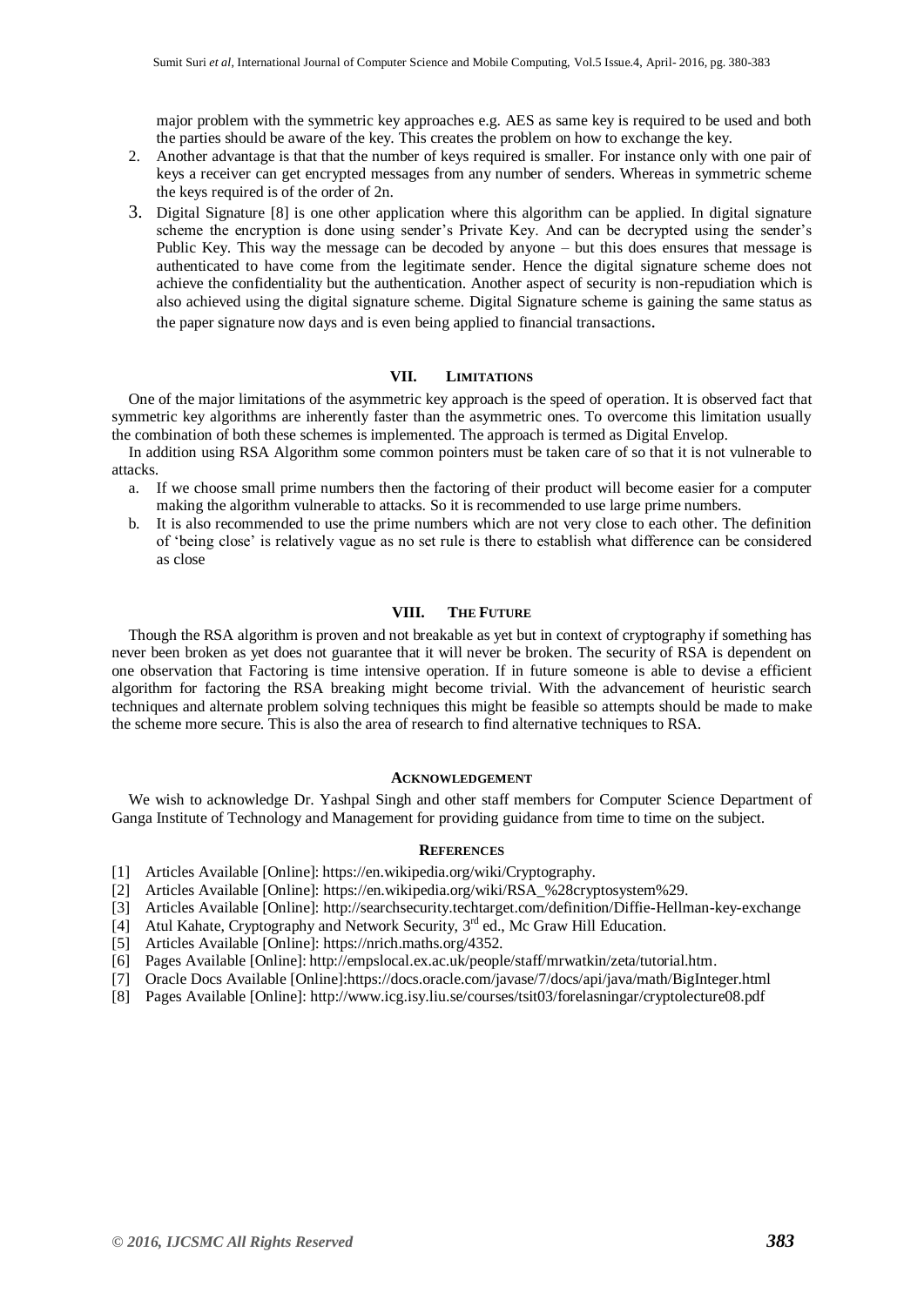major problem with the symmetric key approaches e.g. AES as same key is required to be used and both the parties should be aware of the key. This creates the problem on how to exchange the key.

2. Another advantage is that that the number of keys required is smaller. For instance only with one pair of keys a receiver can get encrypted messages from any number of senders. Whereas in symmetric scheme the keys required is of the order of 2n.
3. Digital Signature [8] is one other application where this algorithm can be applied. In digital signature scheme the encryption is done using sender's Private Key. And can be decrypted using the sender's Public Key. This way the message can be decoded by anyone – but this does ensures that message is authenticated to have come from the legitimate sender. Hence the digital signature scheme does not achieve the confidentiality but the authentication. Another aspect of security is non-repudiation which is also achieved using the digital signature scheme. Digital Signature scheme is gaining the same status as the paper signature now days and is even being applied to financial transactions.

## VII. Limitations

One of the major limitations of the asymmetric key approach is the speed of operation. It is observed fact that symmetric key algorithms are inherently faster than the asymmetric ones. To overcome this limitation usually the combination of both these schemes is implemented. The approach is termed as Digital Envelop.

In addition using RSA Algorithm some common pointers must be taken care of so that it is not vulnerable to attacks.

a. If we choose small prime numbers then the factoring of their product will become easier for a computer making the algorithm vulnerable to attacks. So it is recommended to use large prime numbers.
b. It is also recommended to use the prime numbers which are not very close to each other. The definition of 'being close' is relatively vague as no set rule is there to establish what difference can be considered as close

## VIII. The Future

Though the RSA algorithm is proven and not breakable as yet but in context of cryptography if something has never been broken as yet does not guarantee that it will never be broken. The security of RSA is dependent on one observation that Factoring is time intensive operation. If in future someone is able to devise a efficient algorithm for factoring the RSA breaking might become trivial. With the advancement of heuristic search techniques and alternate problem solving techniques this might be feasible so attempts should be made to make the scheme more secure. This is also the area of research to find alternative techniques to RSA.

## Acknowledgement

We wish to acknowledge Dr. Yashpal Singh and other staff members for Computer Science Department of Ganga Institute of Technology and Management for providing guidance from time to time on the subject.

## References

[1] Articles Available [Online]: https://en.wikipedia.org/wiki/Cryptography.

[2] Articles Available [Online]: https://en.wikipedia.org/wiki/RSA_%28cryptosystem%29.

[3] Articles Available [Online]: http://searchsecurity.techtarget.com/definition/Diffie-Hellman-key-exchange

[4] Atul Kahate, Cryptography and Network Security, 3rd ed., Mc Graw Hill Education.

[5] Articles Available [Online]: https://nrich.maths.org/4352.

[6] Pages Available [Online]: http://empslocal.ex.ac.uk/people/staff/mrwatkin/zeta/tutorial.htm.

[7] Oracle Docs Available [Online]:https://docs.oracle.com/javase/7/docs/api/java/math/BigInteger.html

[8] Pages Available [Online]: http://www.icg.isy.liu.se/courses/tsit03/forelasningar/cryptolecture08.pdf